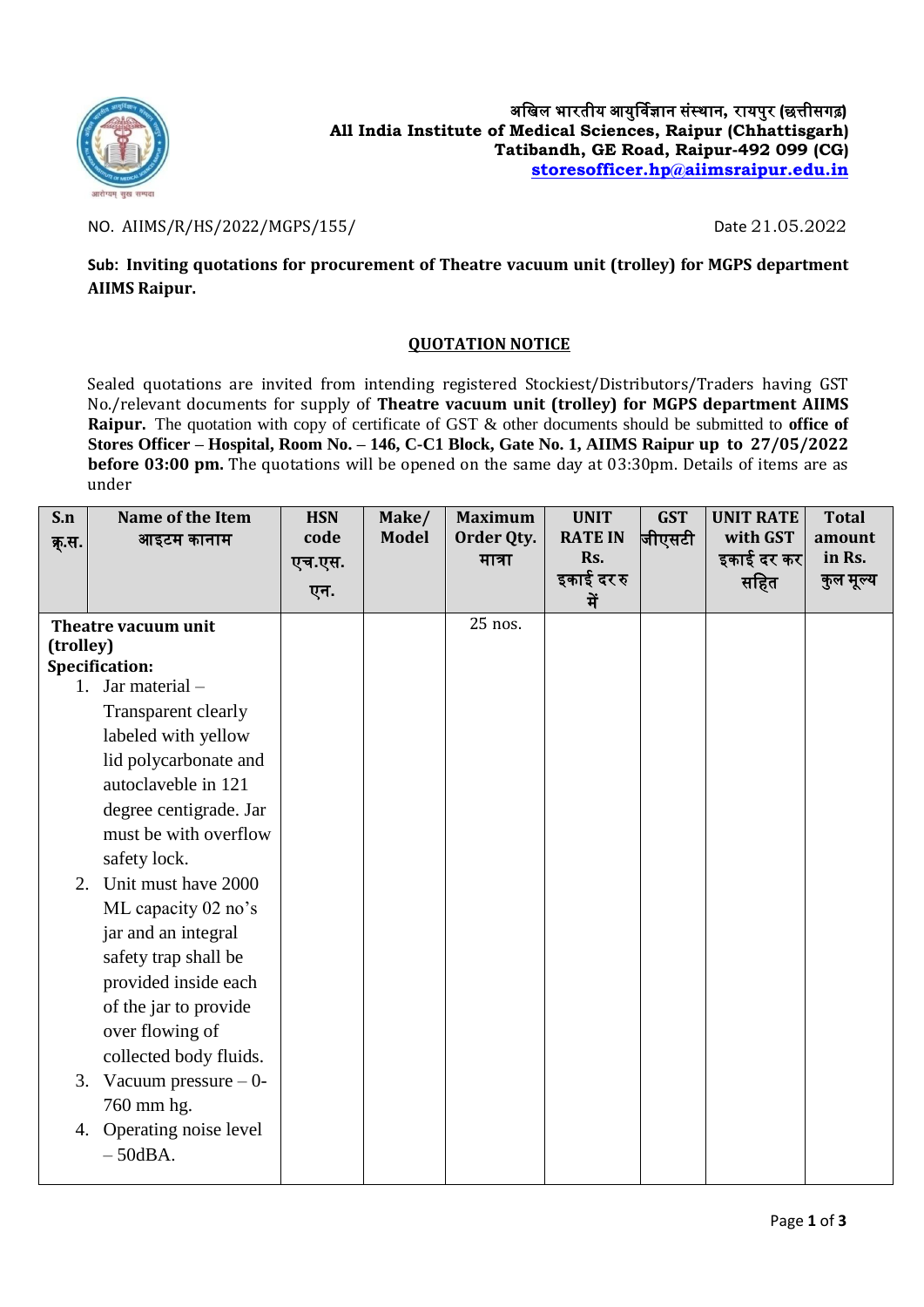अखिल भारतीय आयुर्विज्ञान संस्थान, रायपुर (छत्तीसगढ़)
**All India Institute of Medical Sciences, Raipur (Chhattisgarh)**
**Tatibandh, GE Road, Raipur-492 099 (CG)**
**storesofficer.hp@aiimsraipur.edu.in**

NO. AIIMS/R/HS/2022/MGPS/155/ Date 21.05.2022

**Sub: Inviting quotations for procurement of Theatre vacuum unit (trolley) for MGPS department AIIMS Raipur.**

## QUOTATION NOTICE

Sealed quotations are invited from intending registered Stockiest/Distributors/Traders having GST No./relevant documents for supply of **Theatre vacuum unit (trolley) for MGPS department AIIMS Raipur.** The quotation with copy of certificate of GST & other documents should be submitted to **office of Stores Officer – Hospital, Room No. – 146, C-C1 Block, Gate No. 1, AIIMS Raipur up to 27/05/2022 before 03:00 pm.** The quotations will be opened on the same day at 03:30pm. Details of items are as under

| S.n क्र.स. | Name of the Item आइटम कानाम | HSN code एच.एस.एन. | Make/ Model | Maximum Order Qty. मात्रा | UNIT RATE IN Rs. इकाई दर रु में | GST जीएसटी | UNIT RATE with GST इकाई दर कर सहित | Total amount in Rs. कुल मूल्य |
|---|---|---|---|---|---|---|---|---|
| **Theatre vacuum unit (trolley)** **Specification:** 1. Jar material – Transparent clearly labeled with yellow lid polycarbonate and autoclaveble in 121 degree centigrade. Jar must be with overflow safety lock. 2. Unit must have 2000 ML capacity 02 no's jar and an integral safety trap shall be provided inside each of the jar to provide over flowing of collected body fluids. 3. Vacuum pressure – 0-760 mm hg. 4. Operating noise level – 50dBA. | | | | 25 nos. | | | | |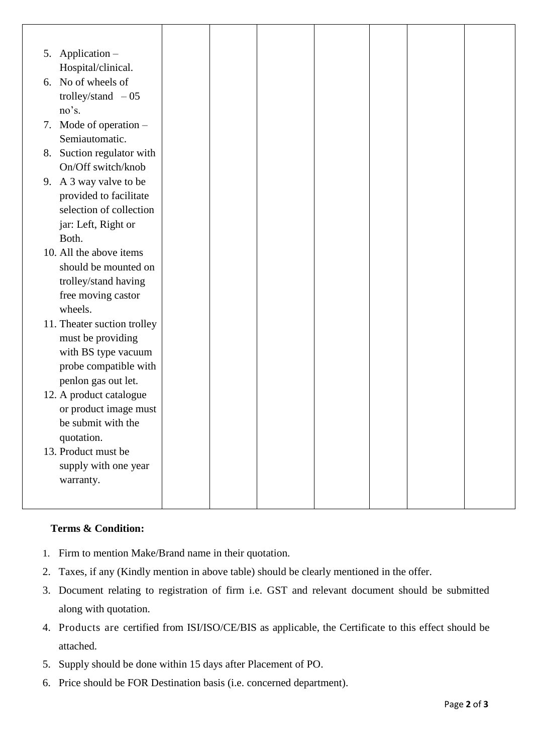| | | | | | | | |
|---|---|---|---|---|---|---|---|
| 5. Application – Hospital/clinical.<br>6. No of wheels of trolley/stand – 05 no's.<br>7. Mode of operation – Semiautomatic.<br>8. Suction regulator with On/Off switch/knob<br>9. A 3 way valve to be provided to facilitate selection of collection jar: Left, Right or Both.<br>10. All the above items should be mounted on trolley/stand having free moving castor wheels.<br>11. Theater suction trolley must be providing with BS type vacuum probe compatible with penlon gas out let.<br>12. A product catalogue or product image must be submit with the quotation.<br>13. Product must be supply with one year warranty. | | | | | | | |

**Terms & Condition:**

1. Firm to mention Make/Brand name in their quotation.
2. Taxes, if any (Kindly mention in above table) should be clearly mentioned in the offer.
3. Document relating to registration of firm i.e. GST and relevant document should be submitted along with quotation.
4. Products are certified from ISI/ISO/CE/BIS as applicable, the Certificate to this effect should be attached.
5. Supply should be done within 15 days after Placement of PO.
6. Price should be FOR Destination basis (i.e. concerned department).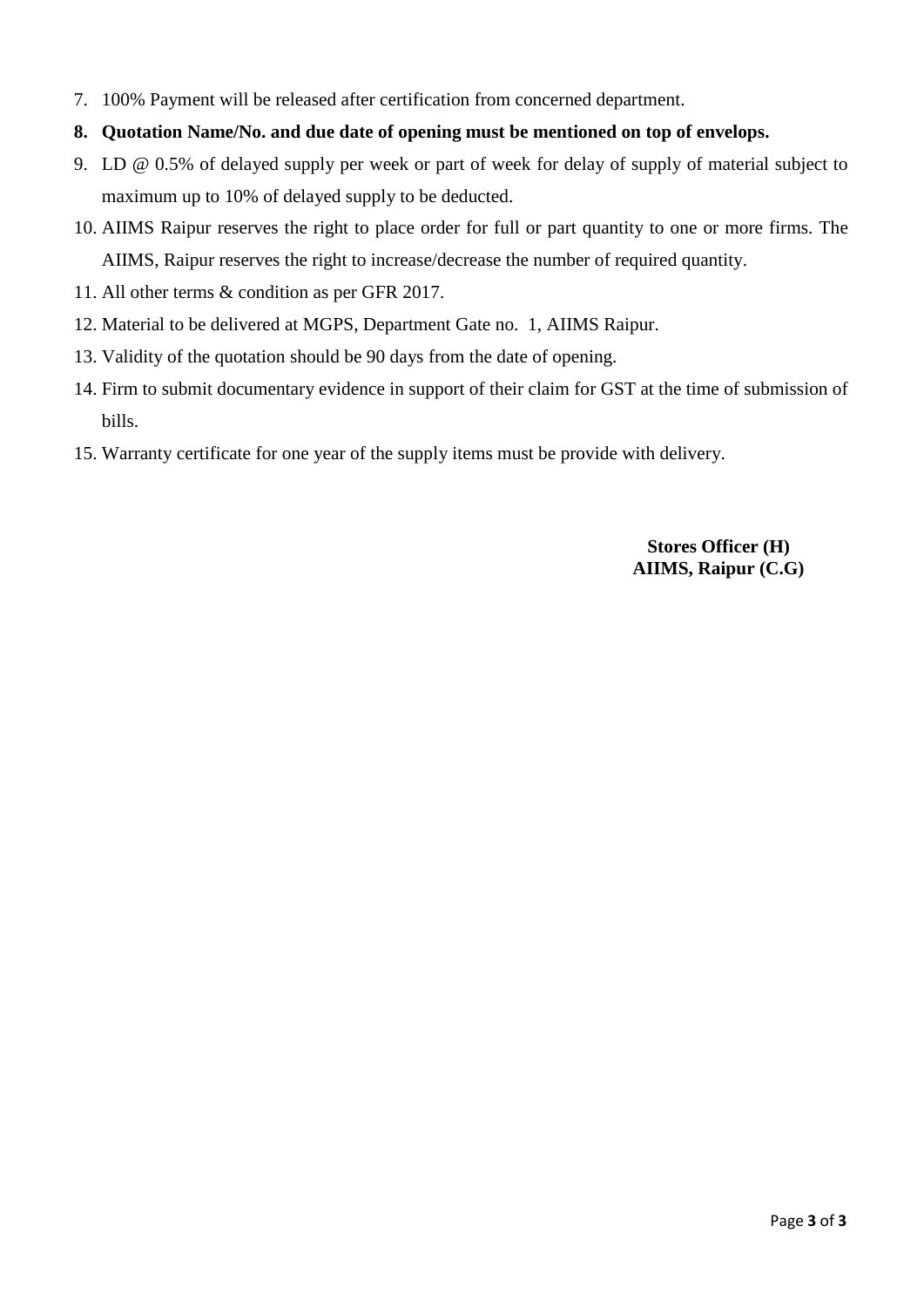7. 100% Payment will be released after certification from concerned department.
8. **Quotation Name/No. and due date of opening must be mentioned on top of envelops.**
9. LD @ 0.5% of delayed supply per week or part of week for delay of supply of material subject to maximum up to 10% of delayed supply to be deducted.
10. AIIMS Raipur reserves the right to place order for full or part quantity to one or more firms. The AIIMS, Raipur reserves the right to increase/decrease the number of required quantity.
11. All other terms & condition as per GFR 2017.
12. Material to be delivered at MGPS, Department Gate no. 1, AIIMS Raipur.
13. Validity of the quotation should be 90 days from the date of opening.
14. Firm to submit documentary evidence in support of their claim for GST at the time of submission of bills.
15. Warranty certificate for one year of the supply items must be provide with delivery.

**Stores Officer (H)**
**AIIMS, Raipur (C.G)**